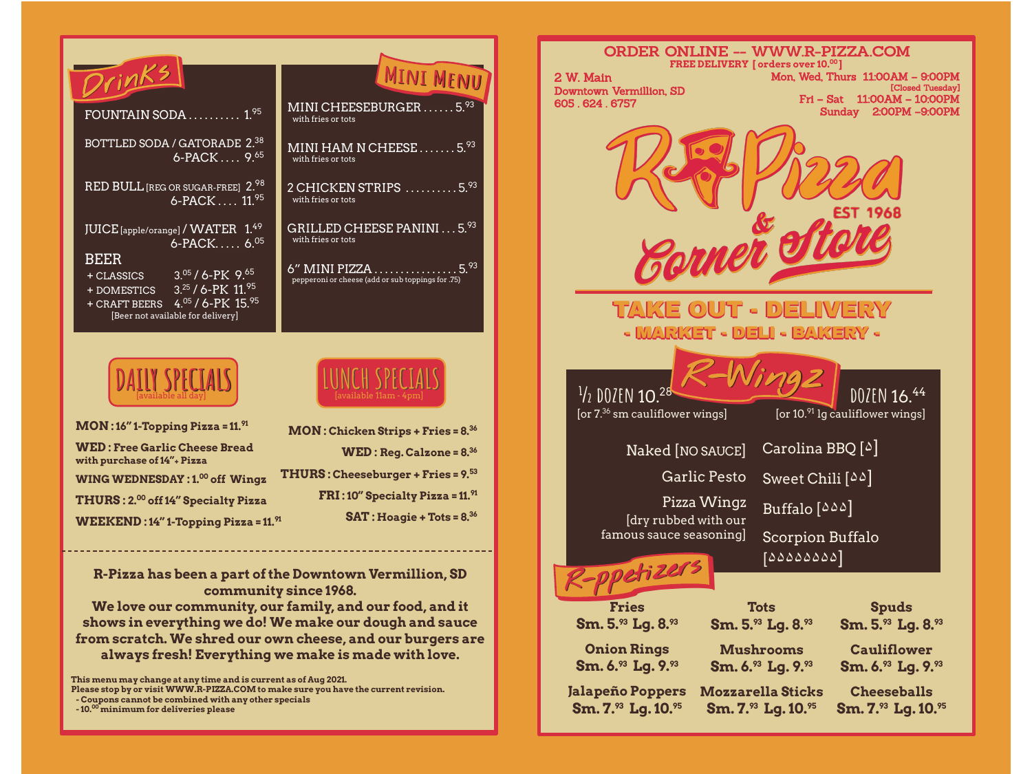## Drinks

FOUNTAIN SODA .......... 1.95

BOTTLED SODA / GATORADE 2.38
6-PACK .... 9.65

RED BULL [REG OR SUGAR-FREE] 2.98
6-PACK .... 11.95

JUICE [apple/orange] / WATER 1.49
6-PACK..... 6.05

BEER
- + CLASSICS 3.05 / 6-PK 9.65
- + DOMESTICS 3.25 / 6-PK 11.95
- + CRAFT BEERS 4.05 / 6-PK 15.95

[Beer not available for delivery]

## Mini Menu

MINI CHEESEBURGER ...... 5.93
with fries or tots

MINI HAM N CHEESE ....... 5.93
with fries or tots

2 CHICKEN STRIPS .......... 5.93
with fries or tots

GRILLED CHEESE PANINI ... 5.93
with fries or tots

6" MINI PIZZA ................ 5.93
pepperoni or cheese (add or sub toppings for .75)

## DAILY SPECIALS
[available all day]

**MON : 16" 1-Topping Pizza = 11.91**

**WED : Free Garlic Cheese Bread with purchase of 14"+ Pizza**

**WING WEDNESDAY : 1.00 off Wingz**

**THURS : 2.00 off 14" Specialty Pizza**

**WEEKEND : 14" 1-Topping Pizza = 11.91**

## LUNCH SPECIALS
[available 11am - 4pm]

**MON : Chicken Strips + Fries = 8.36**

**WED : Reg. Calzone = 8.36**

**THURS : Cheeseburger + Fries = 9.53**

**FRI : 10" Specialty Pizza = 11.91**

**SAT : Hoagie + Tots = 8.36**

---

**R-Pizza has been a part of the Downtown Vermillion, SD community since 1968.
We love our community, our family, and our food, and it shows in everything we do! We make our dough and sauce from scratch. We shred our own cheese, and our burgers are always fresh! Everything we make is made with love.**

**This menu may change at any time and is current as of Aug 2021.
Please stop by or visit WWW.R-PIZZA.COM to make sure you have the current revision.**
- **Coupons cannot be combined with any other specials**
- **10.00 minimum for deliveries please**

---

**ORDER ONLINE -- WWW.R-PIZZA.COM**
**FREE DELIVERY [ orders over 10.00 ]**

2 W. Main
Downtown Vermillion, SD
605 . 624 . 6757

Mon, Wed, Thurs 11:00AM – 9:00PM
[Closed Tuesday]
Fri – Sat 11:00AM – 10:00PM
Sunday 2:00PM – 9:00PM

# R-Pizza & Corner Store
EST 1968

**TAKE OUT - DELIVERY**
**- MARKET - DELI - BAKERY -**

## R-Wingz

½ DOZEN 10.28
[or 7.36 sm cauliflower wings]

DOZEN 16.44
[or 10.91 lg cauliflower wings]

- Naked [NO SAUCE]
- Garlic Pesto
- Pizza Wingz [dry rubbed with our famous sauce seasoning]
- Carolina BBQ [🔥]
- Sweet Chili [🔥🔥]
- Buffalo [🔥🔥🔥]
- Scorpion Buffalo [🔥🔥🔥🔥🔥🔥🔥🔥]

## R-ppetizers

| Fries | Tots | Spuds |
|---|---|---|
| Sm. 5.93 Lg. 8.93 | Sm. 5.93 Lg. 8.93 | Sm. 5.93 Lg. 8.93 |
| **Onion Rings** | **Mushrooms** | **Cauliflower** |
| Sm. 6.93 Lg. 9.93 | Sm. 6.93 Lg. 9.93 | Sm. 6.93 Lg. 9.93 |
| **Jalapeño Poppers** | **Mozzarella Sticks** | **Cheeseballs** |
| Sm. 7.93 Lg. 10.95 | Sm. 7.93 Lg. 10.95 | Sm. 7.93 Lg. 10.95 |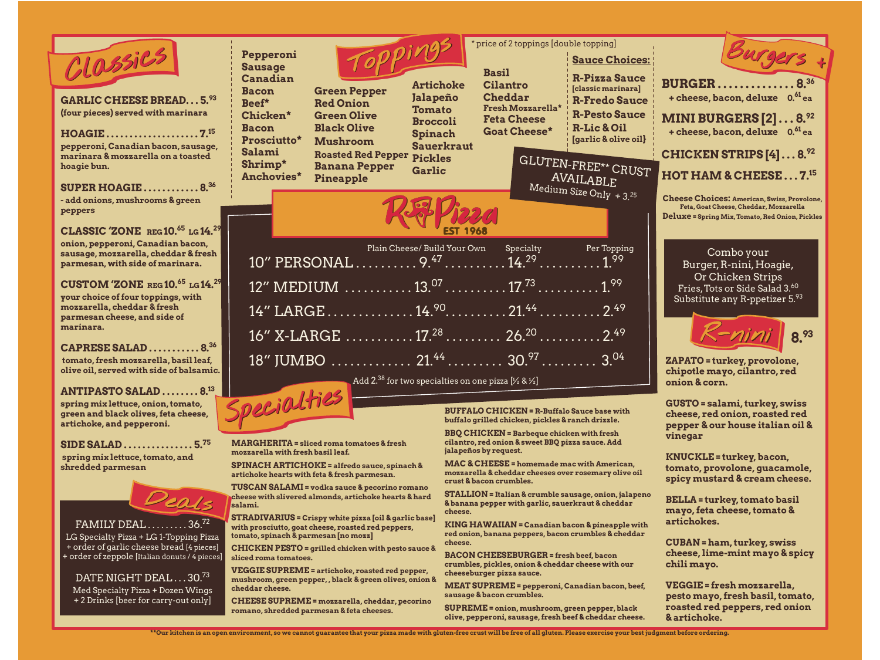## Classics

**GARLIC CHEESE BREAD... 5.93**
(four pieces) served with marinara

**HOAGIE .................... 7.15**
pepperoni, Canadian bacon, sausage, marinara & mozzarella on a toasted hoagie bun.

**SUPER HOAGIE ............ 8.36**
- add onions, mushrooms & green peppers

**CLASSIC 'ZONE** REG 10.65 LG 14.29
onion, pepperoni, Canadian bacon, sausage, mozzarella, cheddar & fresh parmesan, with side of marinara.

**CUSTOM 'ZONE** REG 10.65 LG 14.29
your choice of four toppings, with mozzarella, cheddar & fresh parmesan cheese, and side of marinara.

**CAPRESE SALAD ........... 8.36**
tomato, fresh mozzarella, basil leaf, olive oil, served with side of balsamic.

**ANTIPASTO SALAD ........ 8.13**
spring mix lettuce, onion, tomato, green and black olives, feta cheese, artichoke, and pepperoni.

**SIDE SALAD ............... 5.75**
spring mix lettuce, tomato, and shredded parmesan

## Deals

FAMILY DEAL ......... 36.72
LG Specialty Pizza + LG 1-Topping Pizza + order of garlic cheese bread [4 pieces] + order of zeppole [Italian donuts / 4 pieces]

DATE NIGHT DEAL ... 30.73
Med Specialty Pizza + Dozen Wings + 2 Drinks [beer for carry-out only]

## Toppings

* price of 2 toppings [double topping]

Pepperoni
Sausage
Canadian Bacon
Beef*
Chicken*
Bacon
Prosciutto*
Salami
Shrimp*
Anchovies*

Green Pepper
Red Onion
Green Olive
Black Olive
Mushroom
Roasted Red Pepper
Banana Pepper
Pineapple

Artichoke
Jalapeño
Tomato
Broccoli
Spinach
Sauerkraut
Pickles
Garlic

Basil
Cilantro
Cheddar
Fresh Mozzarella*
Feta Cheese
Goat Cheese*

**Sauce Choices:**
R-Pizza Sauce [classic marinara]
R-Fredo Sauce
R-Pesto Sauce
R-Lic & Oil [garlic & olive oil]

GLUTEN-FREE** CRUST AVAILABLE
Medium Size Only + 3.25

## R Pizza EST 1968

| | Plain Cheese/ Build Your Own | Specialty | Per Topping |
|---|---|---|---|
| 10" PERSONAL | 9.47 | 14.29 | 1.99 |
| 12" MEDIUM | 13.07 | 17.73 | 1.99 |
| 14" LARGE | 14.90 | 21.44 | 2.49 |
| 16" X-LARGE | 17.28 | 26.20 | 2.49 |
| 18" JUMBO | 21.44 | 30.97 | 3.04 |

Add 2.38 for two specialties on one pizza [½ & ½]

## Specialties

**MARGHERITA** = sliced roma tomatoes & fresh mozzarella with fresh basil leaf.

**SPINACH ARTICHOKE** = alfredo sauce, spinach & artichoke hearts with feta & fresh parmesan.

**TUSCAN SALAMI** = vodka sauce & pecorino romano cheese with slivered almonds, artichoke hearts & hard salami.

**STRADIVARIUS** = Crispy white pizza [oil & garlic base] with prosciutto, goat cheese, roasted red peppers, tomato, spinach & parmesan [no mozz]

**CHICKEN PESTO** = grilled chicken with pesto sauce & sliced roma tomatoes.

**VEGGIE SUPREME** = artichoke, roasted red pepper, mushroom, green pepper, , black & green olives, onion & cheddar cheese.

**CHEESE SUPREME** = mozzarella, cheddar, pecorino romano, shredded parmesan & feta cheeses.

**BUFFALO CHICKEN** = R-Buffalo Sauce base with buffalo grilled chicken, pickles & ranch drizzle.

**BBQ CHICKEN** = Barbeque chicken with fresh cilantro, red onion & sweet BBQ pizza sauce. Add jalapeños by request.

**MAC & CHEESE** = homemade mac with American, mozzarella & cheddar cheeses over rosemary olive oil crust & bacon crumbles.

**STALLION** = Italian & crumble sausage, onion, jalapeno & banana pepper with garlic, sauerkraut & cheddar cheese.

**KING HAWAIIAN** = Canadian bacon & pineapple with red onion, banana peppers, bacon crumbles & cheddar cheese.

**BACON CHEESEBURGER** = fresh beef, bacon crumbles, pickles, onion & cheddar cheese with our cheeseburger pizza sauce.

**MEAT SUPREME** = pepperoni, Canadian bacon, beef, sausage & bacon crumbles.

**SUPREME** = onion, mushroom, green pepper, black olive, pepperoni, sausage, fresh beef & cheddar cheese.

## Burgers +

**BURGER ............... 8.36**
+ cheese, bacon, deluxe 0.61 ea

**MINI BURGERS [2] ... 8.92**
+ cheese, bacon, deluxe 0.61 ea

**CHICKEN STRIPS [4] ... 8.92**

**HOT HAM & CHEESE ... 7.15**

**Cheese Choices:** American, Swiss, Provolone, Feta, Goat Cheese, Cheddar, Mozzarella
**Deluxe** = Spring Mix, Tomato, Red Onion, Pickles

Combo your Burger, R-nini, Hoagie, Or Chicken Strips
Fries, Tots or Side Salad 3.60
Substitute any R-ppetizer 5.93

## R-nini 8.93

**ZAPATO** = turkey, provolone, chipotle mayo, cilantro, red onion & corn.

**GUSTO** = salami, turkey, swiss cheese, red onion, roasted red pepper & our house italian oil & vinegar

**KNUCKLE** = turkey, bacon, tomato, provolone, guacamole, spicy mustard & cream cheese.

**BELLA** = turkey, tomato basil mayo, feta cheese, tomato & artichokes.

**CUBAN** = ham, turkey, swiss cheese, lime-mint mayo & spicy chili mayo.

**VEGGIE** = fresh mozzarella, pesto mayo, fresh basil, tomato, roasted red peppers, red onion & artichoke.

**Our kitchen is an open environment, so we cannot guarantee that your pizza made with gluten-free crust will be free of all gluten. Please exercise your best judgment before ordering.